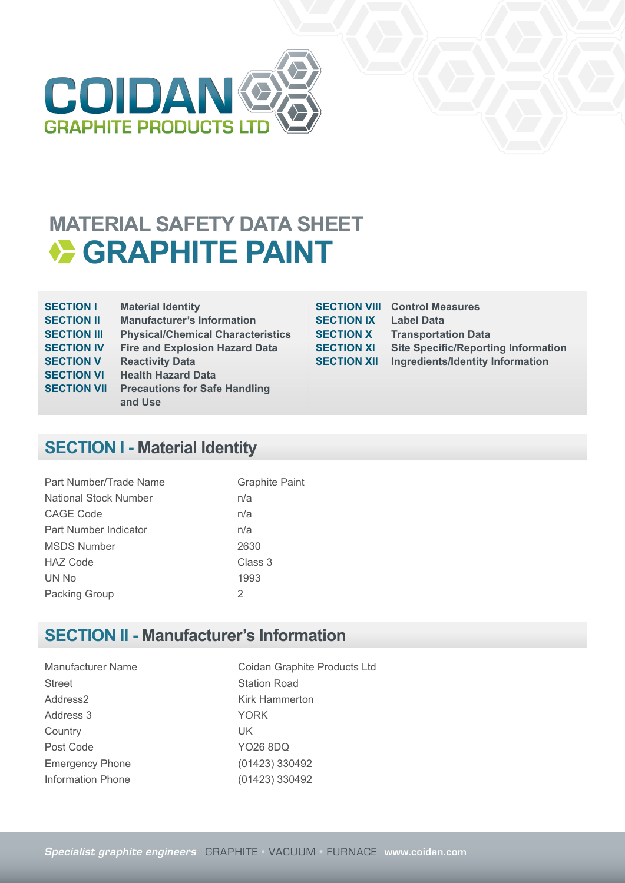# COIDAN
GRAPHITE PRODUCTS LTD

# MATERIAL SAFETY DATA SHEET
# GRAPHITE PAINT

| | |
|---|---|
| **SECTION I** | **Material Identity** |
| **SECTION II** | **Manufacturer's Information** |
| **SECTION III** | **Physical/Chemical Characteristics** |
| **SECTION IV** | **Fire and Explosion Hazard Data** |
| **SECTION V** | **Reactivity Data** |
| **SECTION VI** | **Health Hazard Data** |
| **SECTION VII** | **Precautions for Safe Handling and Use** |
| **SECTION VIII** | **Control Measures** |
| **SECTION IX** | **Label Data** |
| **SECTION X** | **Transportation Data** |
| **SECTION XI** | **Site Specific/Reporting Information** |
| **SECTION XII** | **Ingredients/Identity Information** |

## SECTION I - Material Identity

| | |
|---|---|
| Part Number/Trade Name | Graphite Paint |
| National Stock Number | n/a |
| CAGE Code | n/a |
| Part Number Indicator | n/a |
| MSDS Number | 2630 |
| HAZ Code | Class 3 |
| UN No | 1993 |
| Packing Group | 2 |

## SECTION II - Manufacturer's Information

| | |
|---|---|
| Manufacturer Name | Coidan Graphite Products Ltd |
| Street | Station Road |
| Address2 | Kirk Hammerton |
| Address 3 | YORK |
| Country | UK |
| Post Code | YO26 8DQ |
| Emergency Phone | (01423) 330492 |
| Information Phone | (01423) 330492 |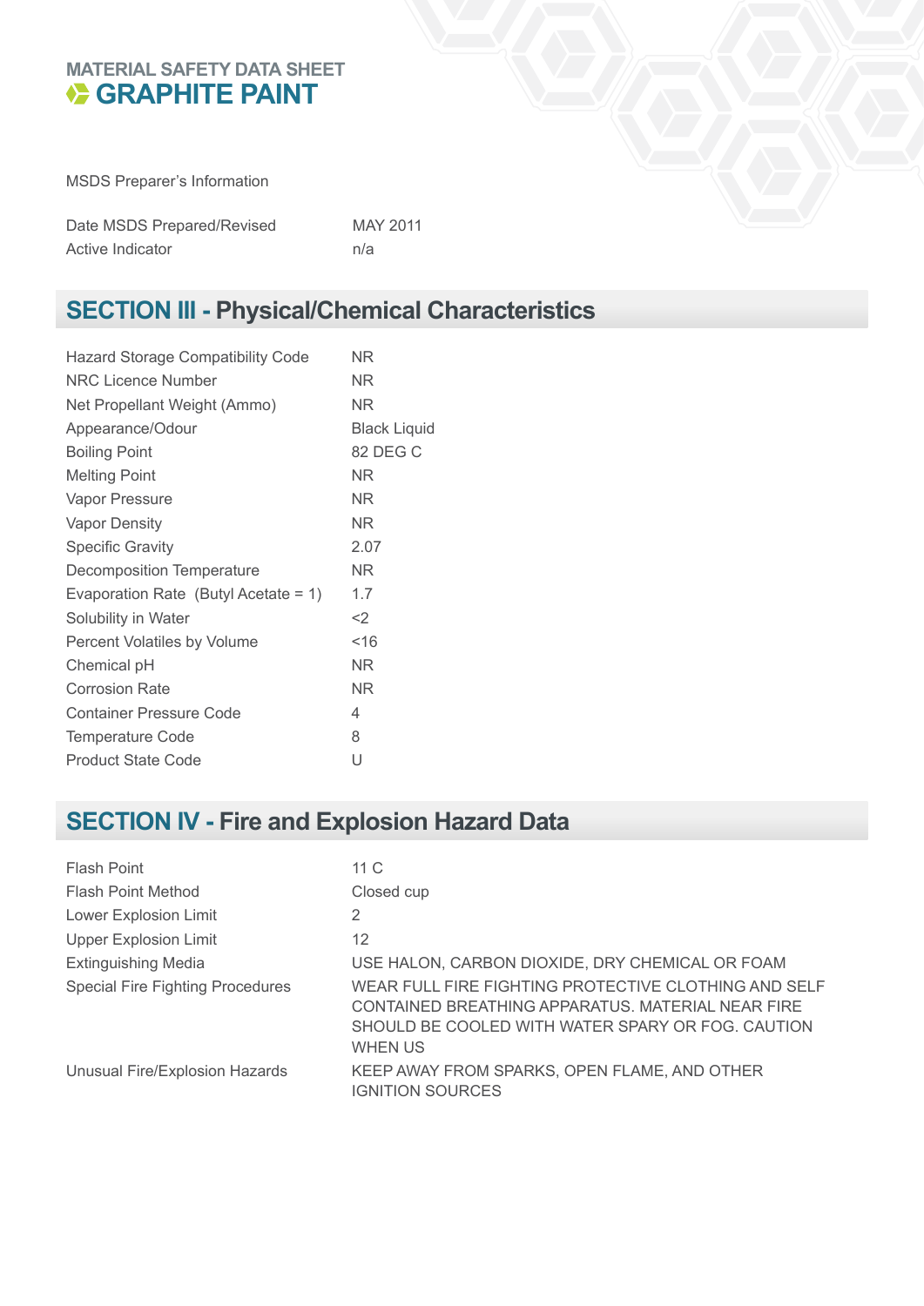MATERIAL SAFETY DATA SHEET

# GRAPHITE PAINT

MSDS Preparer's Information

| | |
|---|---|
| Date MSDS Prepared/Revised | MAY 2011 |
| Active Indicator | n/a |

## SECTION III - Physical/Chemical Characteristics

| | |
|---|---|
| Hazard Storage Compatibility Code | NR |
| NRC Licence Number | NR |
| Net Propellant Weight (Ammo) | NR |
| Appearance/Odour | Black Liquid |
| Boiling Point | 82 DEG C |
| Melting Point | NR |
| Vapor Pressure | NR |
| Vapor Density | NR |
| Specific Gravity | 2.07 |
| Decomposition Temperature | NR |
| Evaporation Rate (Butyl Acetate = 1) | 1.7 |
| Solubility in Water | <2 |
| Percent Volatiles by Volume | <16 |
| Chemical pH | NR |
| Corrosion Rate | NR |
| Container Pressure Code | 4 |
| Temperature Code | 8 |
| Product State Code | U |

## SECTION IV - Fire and Explosion Hazard Data

| | |
|---|---|
| Flash Point | 11 C |
| Flash Point Method | Closed cup |
| Lower Explosion Limit | 2 |
| Upper Explosion Limit | 12 |
| Extinguishing Media | USE HALON, CARBON DIOXIDE, DRY CHEMICAL OR FOAM |
| Special Fire Fighting Procedures | WEAR FULL FIRE FIGHTING PROTECTIVE CLOTHING AND SELF CONTAINED BREATHING APPARATUS. MATERIAL NEAR FIRE SHOULD BE COOLED WITH WATER SPARY OR FOG. CAUTION WHEN US |
| Unusual Fire/Explosion Hazards | KEEP AWAY FROM SPARKS, OPEN FLAME, AND OTHER IGNITION SOURCES |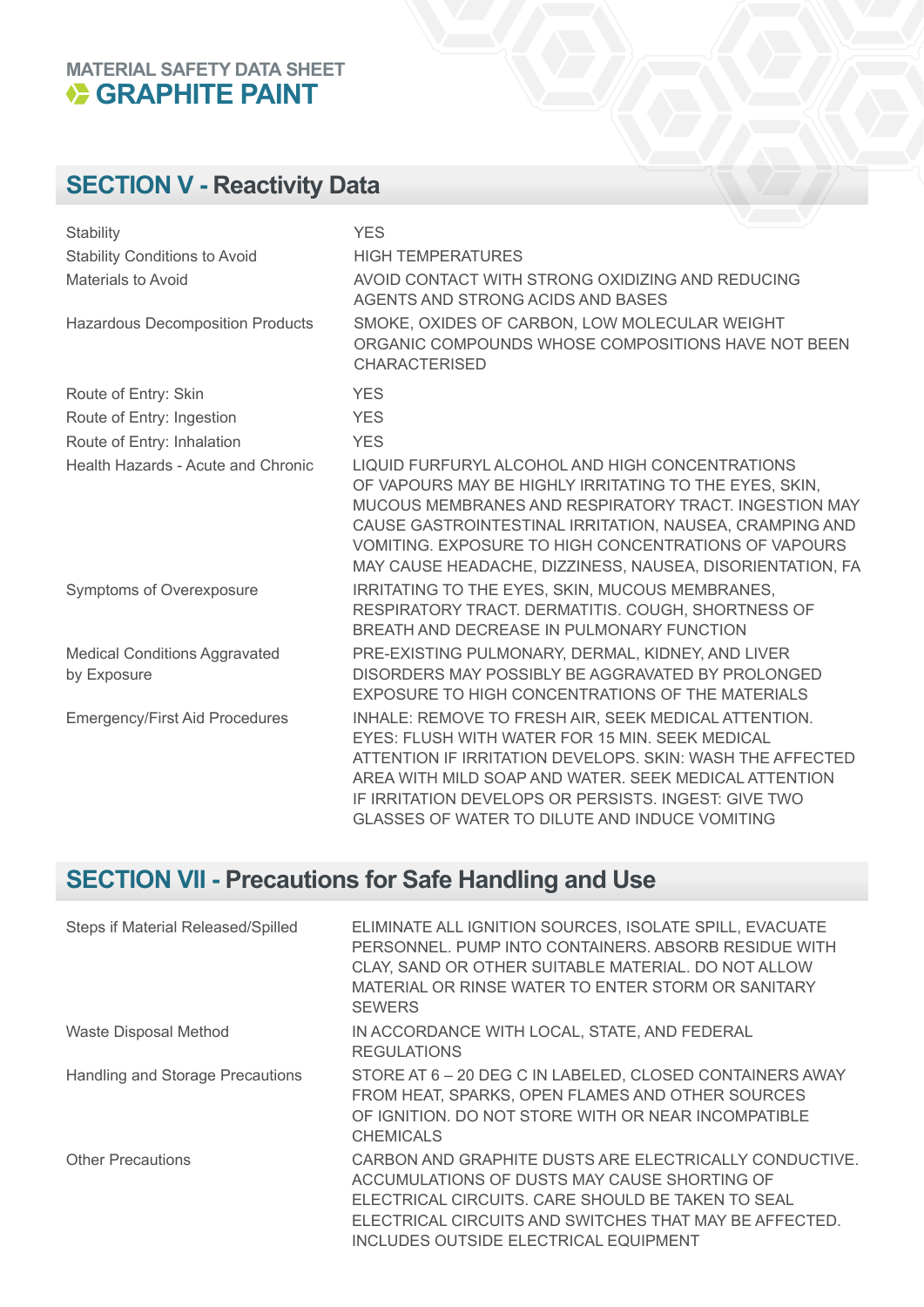MATERIAL SAFETY DATA SHEET

# GRAPHITE PAINT

## SECTION V - Reactivity Data

| | |
|---|---|
| Stability | YES |
| Stability Conditions to Avoid | HIGH TEMPERATURES |
| Materials to Avoid | AVOID CONTACT WITH STRONG OXIDIZING AND REDUCING AGENTS AND STRONG ACIDS AND BASES |
| Hazardous Decomposition Products | SMOKE, OXIDES OF CARBON, LOW MOLECULAR WEIGHT ORGANIC COMPOUNDS WHOSE COMPOSITIONS HAVE NOT BEEN CHARACTERISED |
| Route of Entry: Skin | YES |
| Route of Entry: Ingestion | YES |
| Route of Entry: Inhalation | YES |
| Health Hazards - Acute and Chronic | LIQUID FURFURYL ALCOHOL AND HIGH CONCENTRATIONS OF VAPOURS MAY BE HIGHLY IRRITATING TO THE EYES, SKIN, MUCOUS MEMBRANES AND RESPIRATORY TRACT. INGESTION MAY CAUSE GASTROINTESTINAL IRRITATION, NAUSEA, CRAMPING AND VOMITING. EXPOSURE TO HIGH CONCENTRATIONS OF VAPOURS MAY CAUSE HEADACHE, DIZZINESS, NAUSEA, DISORIENTATION, FA |
| Symptoms of Overexposure | IRRITATING TO THE EYES, SKIN, MUCOUS MEMBRANES, RESPIRATORY TRACT. DERMATITIS. COUGH, SHORTNESS OF BREATH AND DECREASE IN PULMONARY FUNCTION |
| Medical Conditions Aggravated by Exposure | PRE-EXISTING PULMONARY, DERMAL, KIDNEY, AND LIVER DISORDERS MAY POSSIBLY BE AGGRAVATED BY PROLONGED EXPOSURE TO HIGH CONCENTRATIONS OF THE MATERIALS |
| Emergency/First Aid Procedures | INHALE: REMOVE TO FRESH AIR, SEEK MEDICAL ATTENTION. EYES: FLUSH WITH WATER FOR 15 MIN. SEEK MEDICAL ATTENTION IF IRRITATION DEVELOPS. SKIN: WASH THE AFFECTED AREA WITH MILD SOAP AND WATER. SEEK MEDICAL ATTENTION IF IRRITATION DEVELOPS OR PERSISTS. INGEST: GIVE TWO GLASSES OF WATER TO DILUTE AND INDUCE VOMITING |

## SECTION VII - Precautions for Safe Handling and Use

| | |
|---|---|
| Steps if Material Released/Spilled | ELIMINATE ALL IGNITION SOURCES, ISOLATE SPILL, EVACUATE PERSONNEL. PUMP INTO CONTAINERS. ABSORB RESIDUE WITH CLAY, SAND OR OTHER SUITABLE MATERIAL. DO NOT ALLOW MATERIAL OR RINSE WATER TO ENTER STORM OR SANITARY SEWERS |
| Waste Disposal Method | IN ACCORDANCE WITH LOCAL, STATE, AND FEDERAL REGULATIONS |
| Handling and Storage Precautions | STORE AT 6 – 20 DEG C IN LABELED, CLOSED CONTAINERS AWAY FROM HEAT, SPARKS, OPEN FLAMES AND OTHER SOURCES OF IGNITION. DO NOT STORE WITH OR NEAR INCOMPATIBLE CHEMICALS |
| Other Precautions | CARBON AND GRAPHITE DUSTS ARE ELECTRICALLY CONDUCTIVE. ACCUMULATIONS OF DUSTS MAY CAUSE SHORTING OF ELECTRICAL CIRCUITS. CARE SHOULD BE TAKEN TO SEAL ELECTRICAL CIRCUITS AND SWITCHES THAT MAY BE AFFECTED. INCLUDES OUTSIDE ELECTRICAL EQUIPMENT |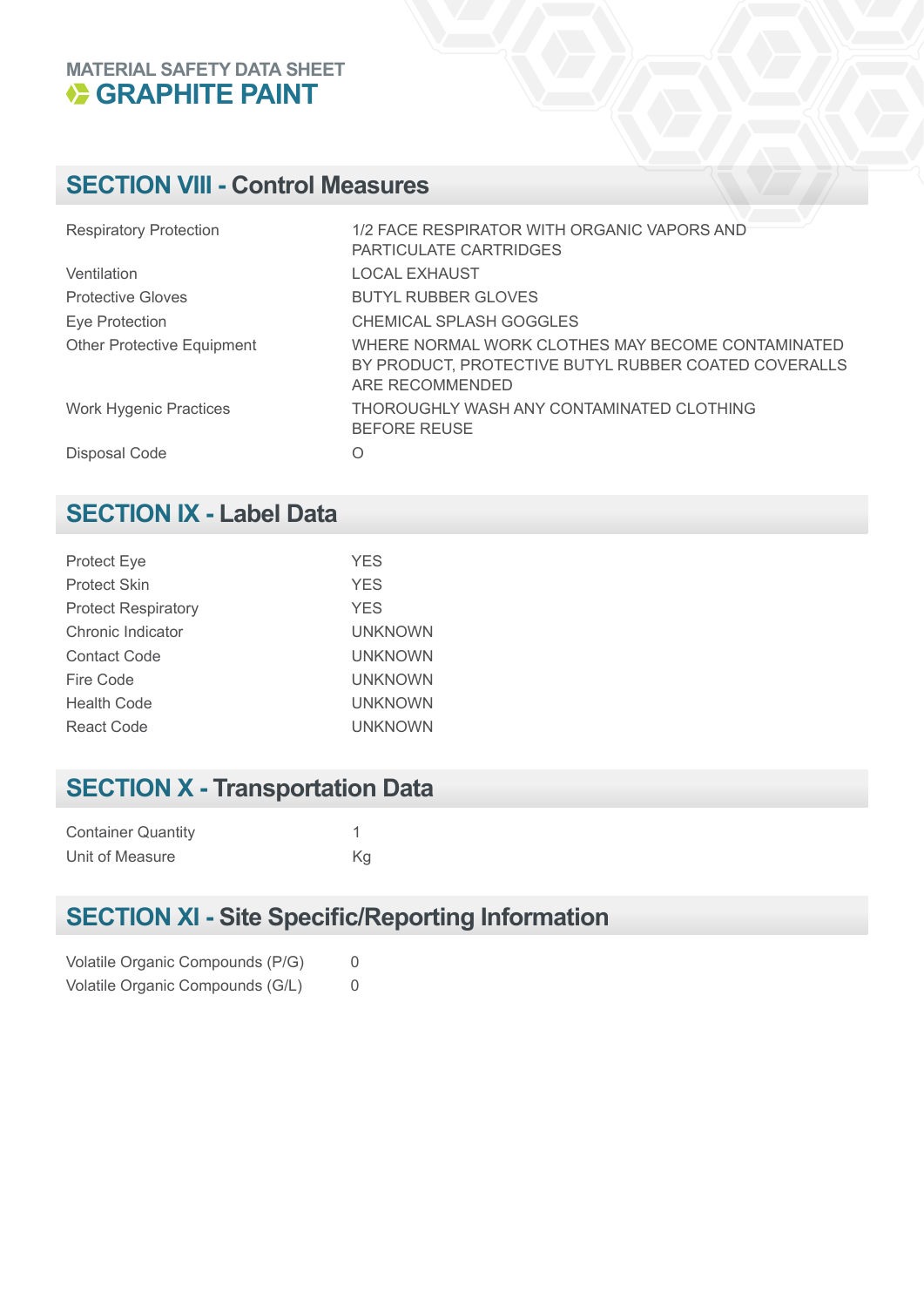MATERIAL SAFETY DATA SHEET

# GRAPHITE PAINT

## SECTION VIII - Control Measures

| | |
|---|---|
| Respiratory Protection | 1/2 FACE RESPIRATOR WITH ORGANIC VAPORS AND PARTICULATE CARTRIDGES |
| Ventilation | LOCAL EXHAUST |
| Protective Gloves | BUTYL RUBBER GLOVES |
| Eye Protection | CHEMICAL SPLASH GOGGLES |
| Other Protective Equipment | WHERE NORMAL WORK CLOTHES MAY BECOME CONTAMINATED BY PRODUCT, PROTECTIVE BUTYL RUBBER COATED COVERALLS ARE RECOMMENDED |
| Work Hygenic Practices | THOROUGHLY WASH ANY CONTAMINATED CLOTHING BEFORE REUSE |
| Disposal Code | O |

## SECTION IX - Label Data

| | |
|---|---|
| Protect Eye | YES |
| Protect Skin | YES |
| Protect Respiratory | YES |
| Chronic Indicator | UNKNOWN |
| Contact Code | UNKNOWN |
| Fire Code | UNKNOWN |
| Health Code | UNKNOWN |
| React Code | UNKNOWN |

## SECTION X - Transportation Data

| | |
|---|---|
| Container Quantity | 1 |
| Unit of Measure | Kg |

## SECTION XI - Site Specific/Reporting Information

| | |
|---|---|
| Volatile Organic Compounds (P/G) | 0 |
| Volatile Organic Compounds (G/L) | 0 |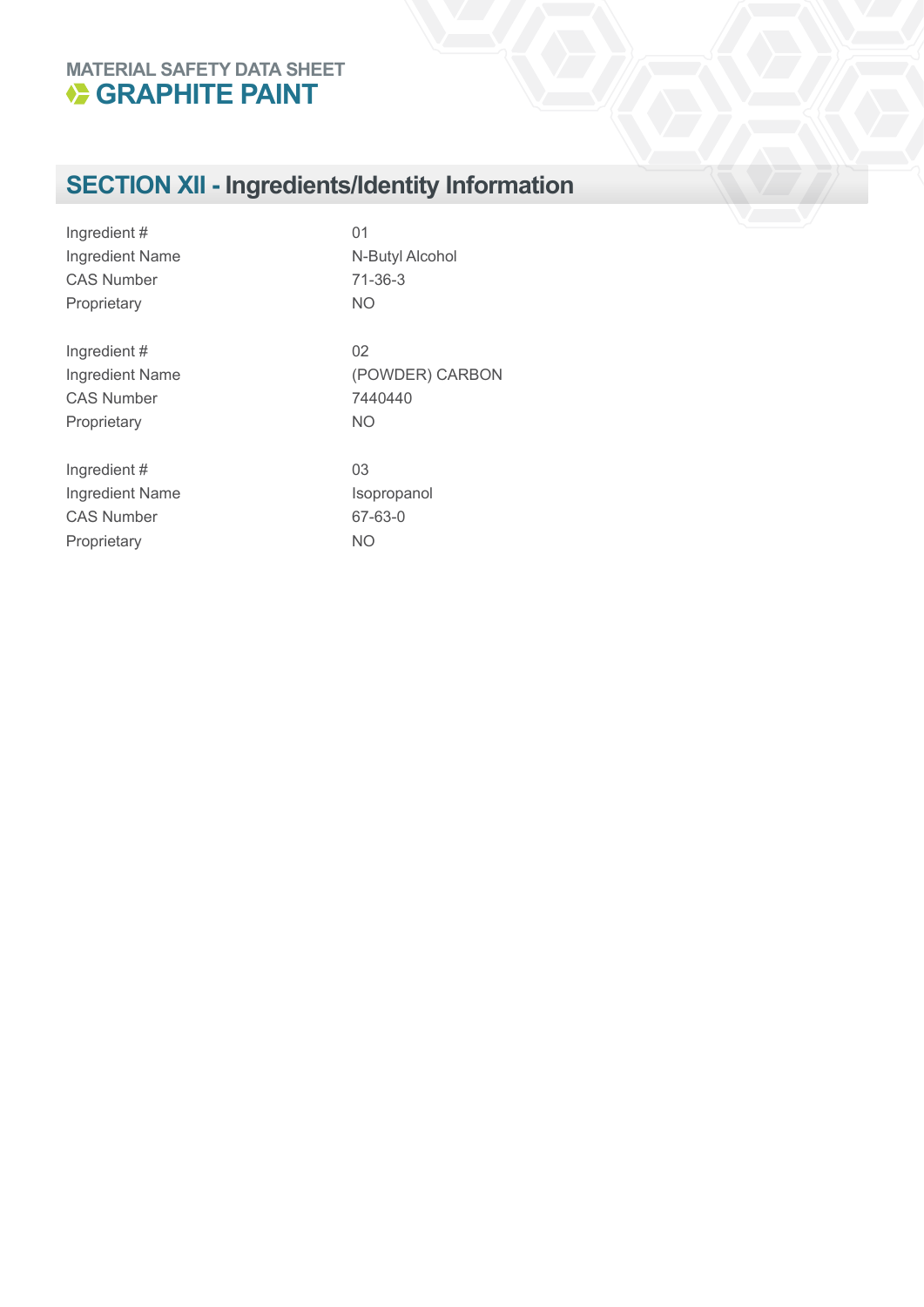MATERIAL SAFETY DATA SHEET

# GRAPHITE PAINT

## SECTION XII - Ingredients/Identity Information

| | |
|---|---|
| Ingredient # | 01 |
| Ingredient Name | N-Butyl Alcohol |
| CAS Number | 71-36-3 |
| Proprietary | NO |

| | |
|---|---|
| Ingredient # | 02 |
| Ingredient Name | (POWDER) CARBON |
| CAS Number | 7440440 |
| Proprietary | NO |

| | |
|---|---|
| Ingredient # | 03 |
| Ingredient Name | Isopropanol |
| CAS Number | 67-63-0 |
| Proprietary | NO |